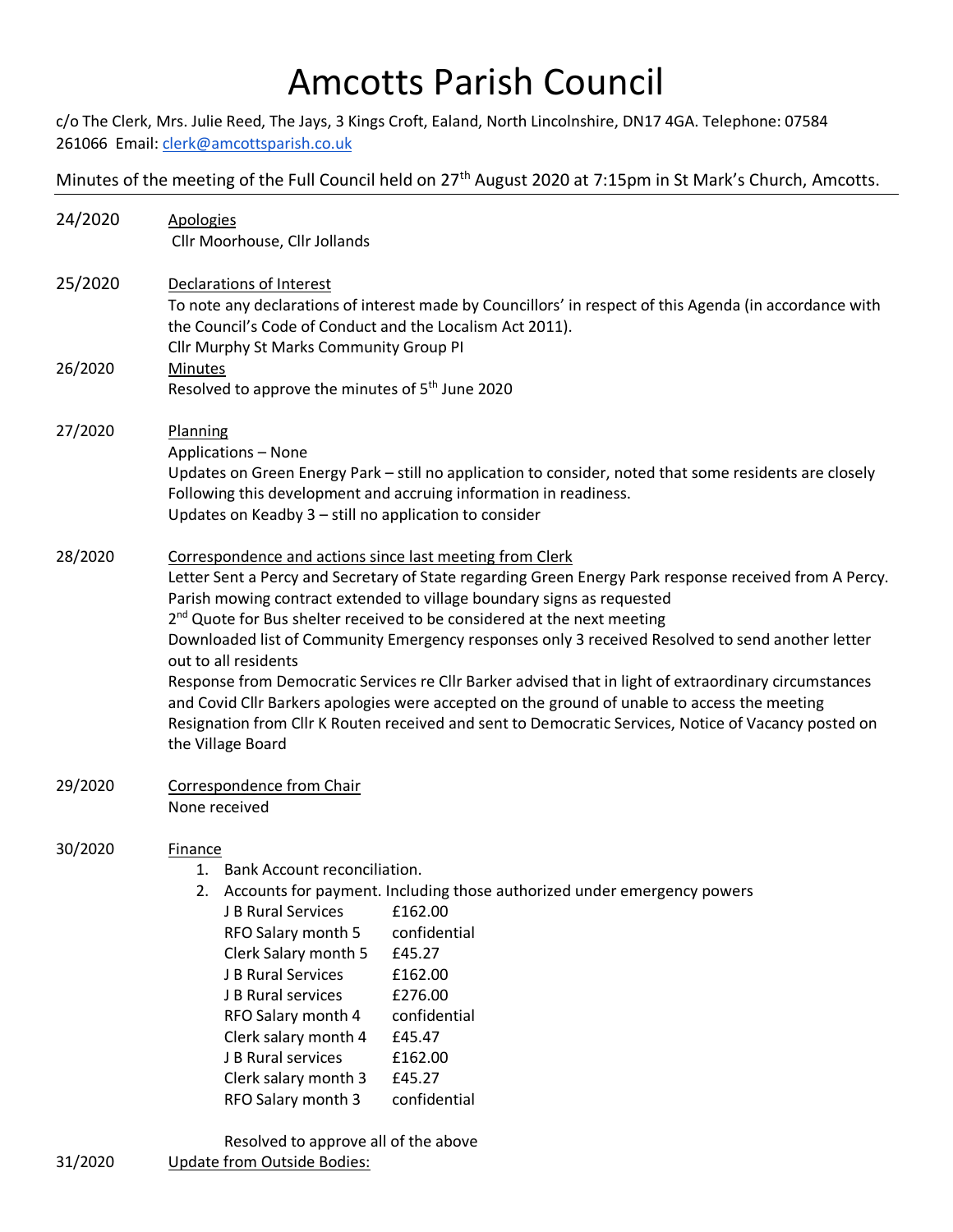# Amcotts Parish Council

c/o The Clerk, Mrs. Julie Reed, The Jays, 3 Kings Croft, Ealand, North Lincolnshire, DN17 4GA. Telephone: 07584 261066 Email: clerk@amcottsparish.co.uk

Minutes of the meeting of the Full Council held on 27th August 2020 at 7:15pm in St Mark's Church, Amcotts.

---

**24/2020** Apologies

Cllr Moorhouse, Cllr Jollands

**25/2020** Declarations of Interest

To note any declarations of interest made by Councillors' in respect of this Agenda (in accordance with the Council's Code of Conduct and the Localism Act 2011).
Cllr Murphy St Marks Community Group PI

**26/2020** Minutes

Resolved to approve the minutes of 5th June 2020

**27/2020** Planning

Applications – None
Updates on Green Energy Park – still no application to consider, noted that some residents are closely Following this development and accruing information in readiness.
Updates on Keadby 3 – still no application to consider

**28/2020** Correspondence and actions since last meeting from Clerk

Letter Sent a Percy and Secretary of State regarding Green Energy Park response received from A Percy.
Parish mowing contract extended to village boundary signs as requested
2nd Quote for Bus shelter received to be considered at the next meeting
Downloaded list of Community Emergency responses only 3 received Resolved to send another letter out to all residents
Response from Democratic Services re Cllr Barker advised that in light of extraordinary circumstances and Covid Cllr Barkers apologies were accepted on the ground of unable to access the meeting
Resignation from Cllr K Routen received and sent to Democratic Services, Notice of Vacancy posted on the Village Board

**29/2020** Correspondence from Chair

None received

**30/2020** Finance

1. Bank Account reconciliation.
2. Accounts for payment. Including those authorized under emergency powers

| | |
|---|---|
| J B Rural Services | £162.00 |
| RFO Salary month 5 | confidential |
| Clerk Salary month 5 | £45.27 |
| J B Rural Services | £162.00 |
| J B Rural services | £276.00 |
| RFO Salary month 4 | confidential |
| Clerk salary month 4 | £45.47 |
| J B Rural services | £162.00 |
| Clerk salary month 3 | £45.27 |
| RFO Salary month 3 | confidential |

Resolved to approve all of the above

**31/2020** Update from Outside Bodies: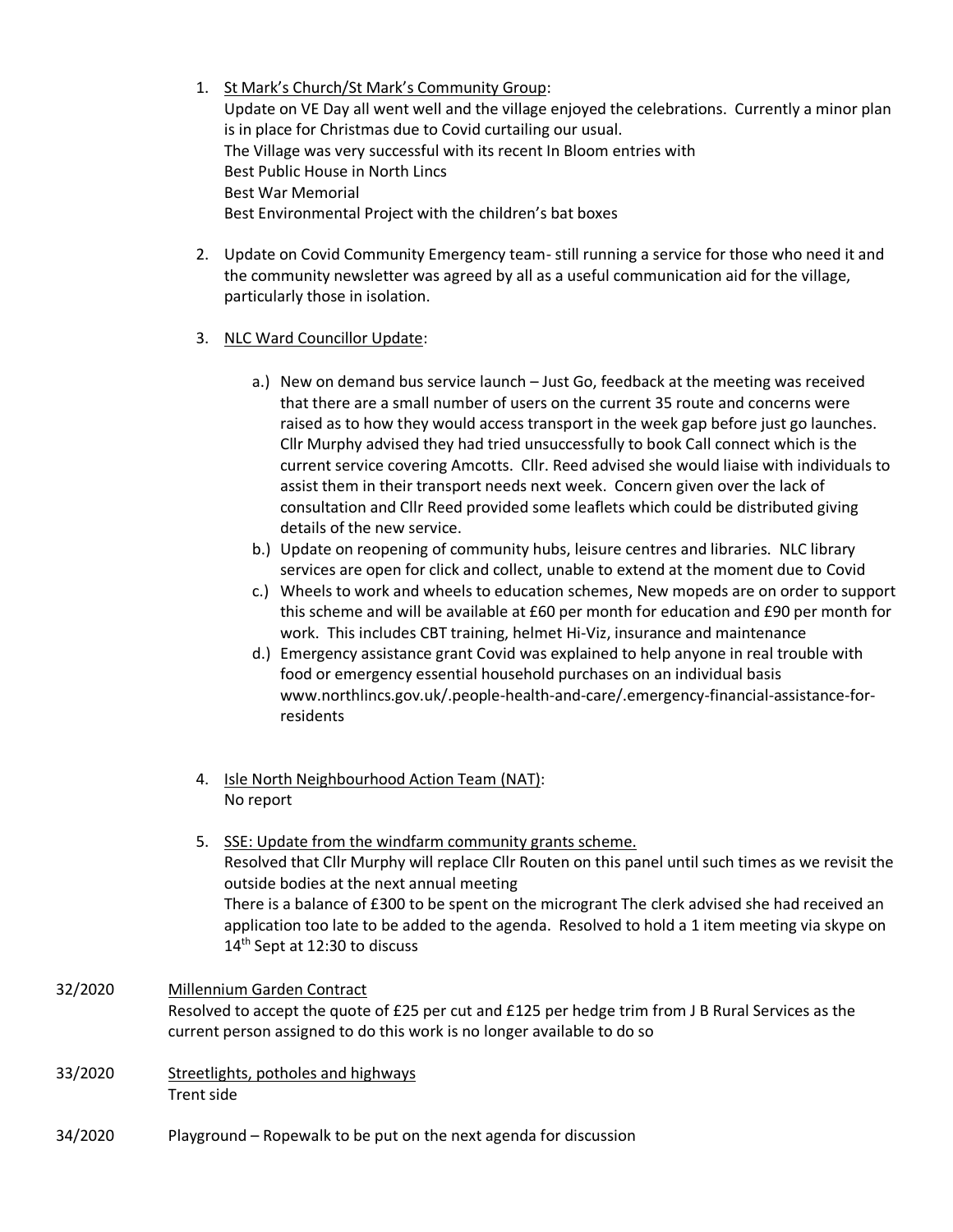1. <u>St Mark's Church/St Mark's Community Group</u>:
   Update on VE Day all went well and the village enjoyed the celebrations. Currently a minor plan is in place for Christmas due to Covid curtailing our usual.
   The Village was very successful with its recent In Bloom entries with
   Best Public House in North Lincs
   Best War Memorial
   Best Environmental Project with the children's bat boxes

2. Update on Covid Community Emergency team- still running a service for those who need it and the community newsletter was agreed by all as a useful communication aid for the village, particularly those in isolation.

3. <u>NLC Ward Councillor Update</u>:

   a.) New on demand bus service launch – Just Go, feedback at the meeting was received that there are a small number of users on the current 35 route and concerns were raised as to how they would access transport in the week gap before just go launches. Cllr Murphy advised they had tried unsuccessfully to book Call connect which is the current service covering Amcotts. Cllr. Reed advised she would liaise with individuals to assist them in their transport needs next week. Concern given over the lack of consultation and Cllr Reed provided some leaflets which could be distributed giving details of the new service.

   b.) Update on reopening of community hubs, leisure centres and libraries. NLC library services are open for click and collect, unable to extend at the moment due to Covid

   c.) Wheels to work and wheels to education schemes, New mopeds are on order to support this scheme and will be available at £60 per month for education and £90 per month for work. This includes CBT training, helmet Hi-Viz, insurance and maintenance

   d.) Emergency assistance grant Covid was explained to help anyone in real trouble with food or emergency essential household purchases on an individual basis www.northlincs.gov.uk/.people-health-and-care/.emergency-financial-assistance-for-residents

4. <u>Isle North Neighbourhood Action Team (NAT)</u>:
   No report

5. <u>SSE: Update from the windfarm community grants scheme.</u>
   Resolved that Cllr Murphy will replace Cllr Routen on this panel until such times as we revisit the outside bodies at the next annual meeting
   There is a balance of £300 to be spent on the microgrant The clerk advised she had received an application too late to be added to the agenda. Resolved to hold a 1 item meeting via skype on 14th Sept at 12:30 to discuss

32/2020 <u>Millennium Garden Contract</u>
Resolved to accept the quote of £25 per cut and £125 per hedge trim from J B Rural Services as the current person assigned to do this work is no longer available to do so

33/2020 <u>Streetlights, potholes and highways</u>
Trent side

34/2020 Playground – Ropewalk to be put on the next agenda for discussion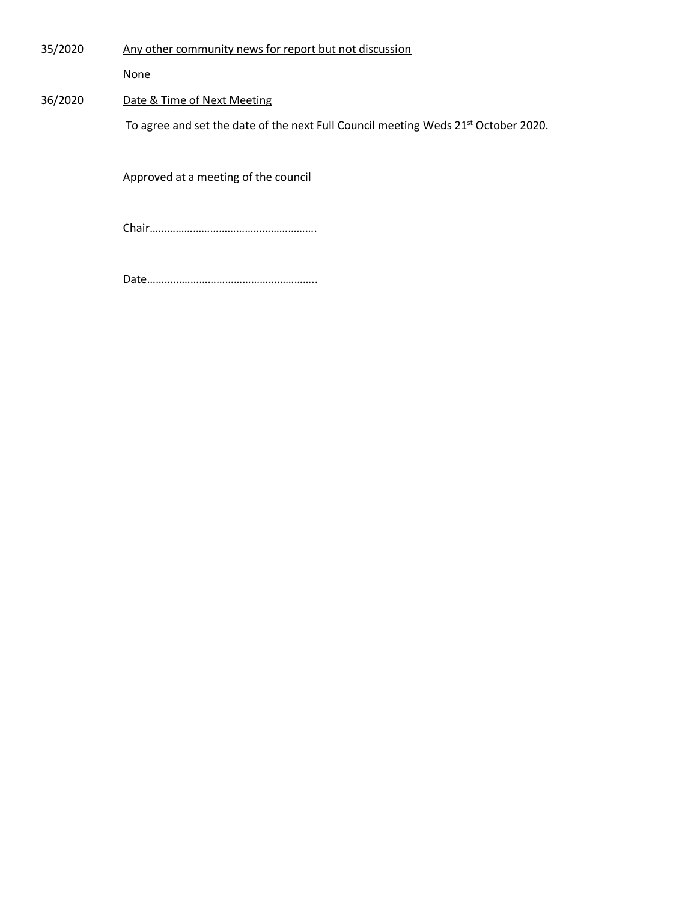35/2020 Any other community news for report but not discussion

None

36/2020 Date & Time of Next Meeting

To agree and set the date of the next Full Council meeting Weds 21st October 2020.

Approved at a meeting of the council

Chair…………………………………………………..

Date…………………………………………………..